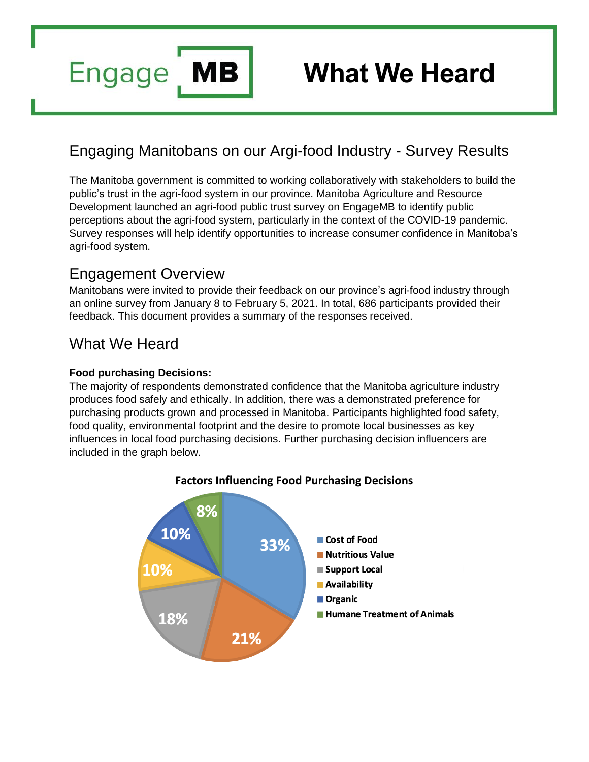# Engage MB — What We Heard

## Engaging Manitobans on our Argi-food Industry - Survey Results

The Manitoba government is committed to working collaboratively with stakeholders to build the public's trust in the agri-food system in our province. Manitoba Agriculture and Resource Development launched an agri-food public trust survey on EngageMB to identify public perceptions about the agri-food system, particularly in the context of the COVID-19 pandemic. Survey responses will help identify opportunities to increase consumer confidence in Manitoba's agri-food system.

## Engagement Overview

Manitobans were invited to provide their feedback on our province's agri-food industry through an online survey from January 8 to February 5, 2021. In total, 686 participants provided their feedback. This document provides a summary of the responses received.

## What We Heard

**Food purchasing Decisions:**

The majority of respondents demonstrated confidence that the Manitoba agriculture industry produces food safely and ethically. In addition, there was a demonstrated preference for purchasing products grown and processed in Manitoba. Participants highlighted food safety, food quality, environmental footprint and the desire to promote local businesses as key influences in local food purchasing decisions. Further purchasing decision influencers are included in the graph below.

**Factors Influencing Food Purchasing Decisions**

| Factor | Percentage |
|---|---|
| Cost of Food | 33% |
| Nutritious Value | 21% |
| Support Local | 18% |
| Availability | 10% |
| Organic | 10% |
| Humane Treatment of Animals | 8% |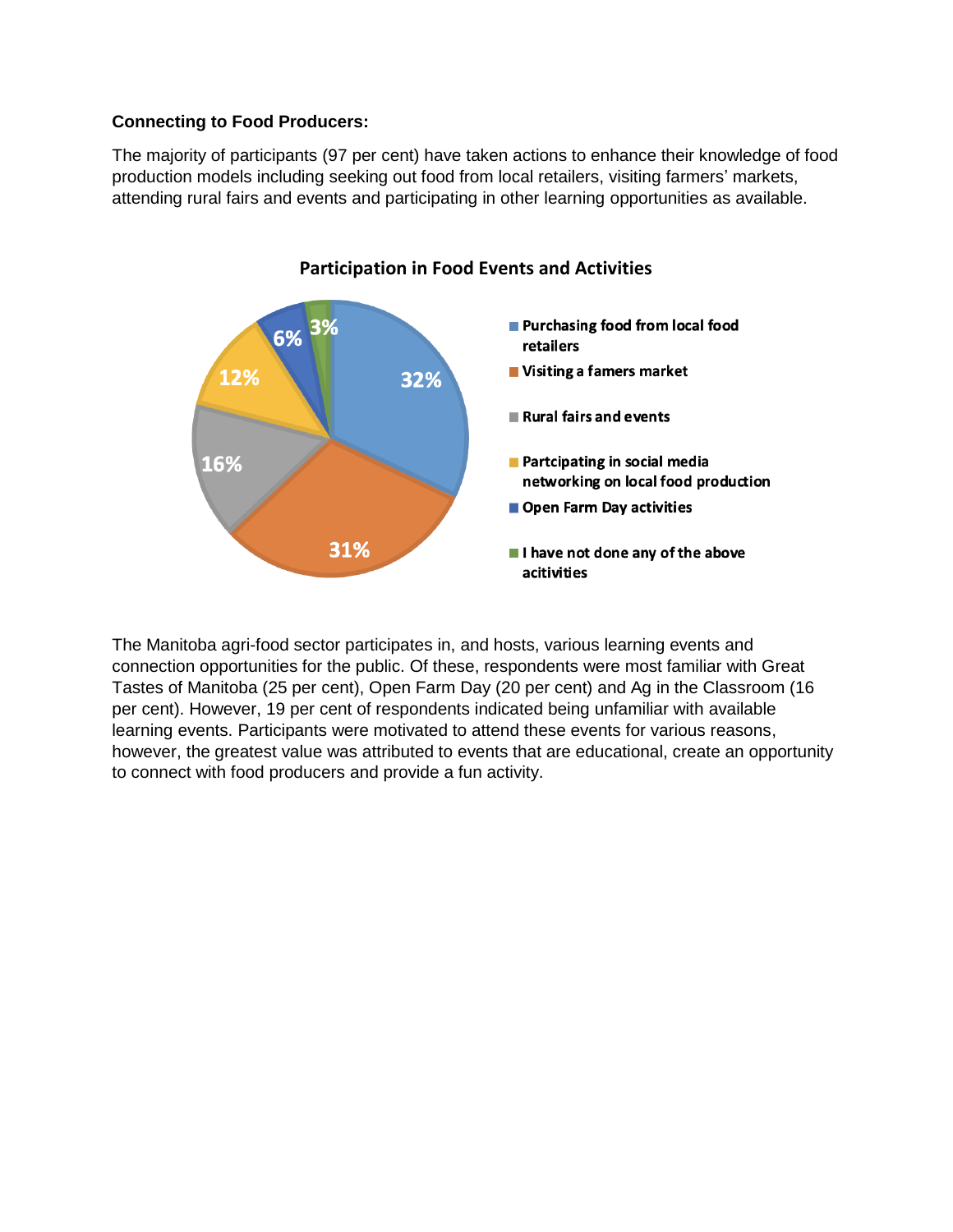**Connecting to Food Producers:**

The majority of participants (97 per cent) have taken actions to enhance their knowledge of food production models including seeking out food from local retailers, visiting farmers' markets, attending rural fairs and events and participating in other learning opportunities as available.

**Participation in Food Events and Activities**

| Activity | Per cent |
|---|---|
| Purchasing food from local food retailers | 32% |
| Visiting a famers market | 31% |
| Rural fairs and events | 16% |
| Partcipating in social media networking on local food production | 12% |
| Open Farm Day activities | 6% |
| I have not done any of the above acitivities | 3% |

The Manitoba agri-food sector participates in, and hosts, various learning events and connection opportunities for the public. Of these, respondents were most familiar with Great Tastes of Manitoba (25 per cent), Open Farm Day (20 per cent) and Ag in the Classroom (16 per cent). However, 19 per cent of respondents indicated being unfamiliar with available learning events. Participants were motivated to attend these events for various reasons, however, the greatest value was attributed to events that are educational, create an opportunity to connect with food producers and provide a fun activity.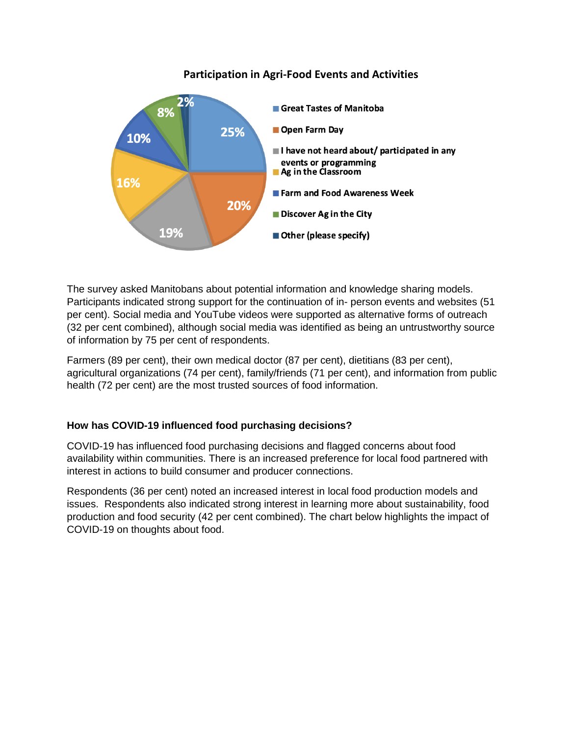**Participation in Agri-Food Events and Activities**

| Event/Activity | Percentage |
| --- | --- |
| Great Tastes of Manitoba | 25% |
| Open Farm Day | 20% |
| I have not heard about/ participated in any events or programming | 19% |
| Ag in the Classroom | 16% |
| Farm and Food Awareness Week | 10% |
| Discover Ag in the City | 8% |
| Other (please specify) | 2% |

The survey asked Manitobans about potential information and knowledge sharing models. Participants indicated strong support for the continuation of in- person events and websites (51 per cent). Social media and YouTube videos were supported as alternative forms of outreach (32 per cent combined), although social media was identified as being an untrustworthy source of information by 75 per cent of respondents.

Farmers (89 per cent), their own medical doctor (87 per cent), dietitians (83 per cent), agricultural organizations (74 per cent), family/friends (71 per cent), and information from public health (72 per cent) are the most trusted sources of food information.

### How has COVID-19 influenced food purchasing decisions?

COVID-19 has influenced food purchasing decisions and flagged concerns about food availability within communities. There is an increased preference for local food partnered with interest in actions to build consumer and producer connections.

Respondents (36 per cent) noted an increased interest in local food production models and issues. Respondents also indicated strong interest in learning more about sustainability, food production and food security (42 per cent combined). The chart below highlights the impact of COVID-19 on thoughts about food.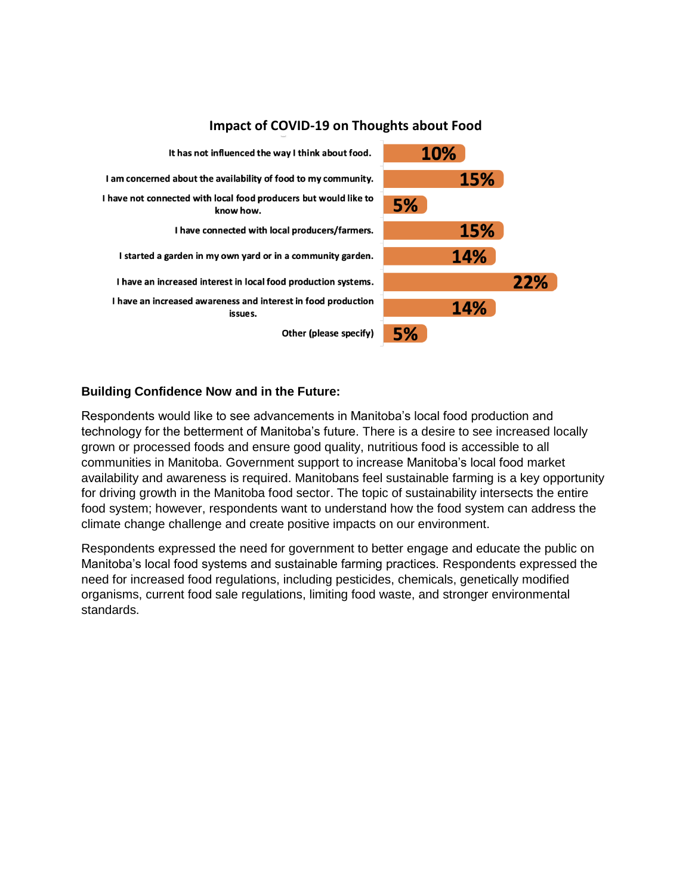**Impact of COVID-19 on Thoughts about Food**

| Response | Percentage |
| --- | --- |
| It has not influenced the way I think about food. | 10% |
| I am concerned about the availability of food to my community. | 15% |
| I have not connected with local food producers but would like to know how. | 5% |
| I have connected with local producers/farmers. | 15% |
| I started a garden in my own yard or in a community garden. | 14% |
| I have an increased interest in local food production systems. | 22% |
| I have an increased awareness and interest in food production issues. | 14% |
| Other (please specify) | 5% |

### Building Confidence Now and in the Future:

Respondents would like to see advancements in Manitoba's local food production and technology for the betterment of Manitoba's future. There is a desire to see increased locally grown or processed foods and ensure good quality, nutritious food is accessible to all communities in Manitoba. Government support to increase Manitoba's local food market availability and awareness is required. Manitobans feel sustainable farming is a key opportunity for driving growth in the Manitoba food sector. The topic of sustainability intersects the entire food system; however, respondents want to understand how the food system can address the climate change challenge and create positive impacts on our environment.

Respondents expressed the need for government to better engage and educate the public on Manitoba's local food systems and sustainable farming practices. Respondents expressed the need for increased food regulations, including pesticides, chemicals, genetically modified organisms, current food sale regulations, limiting food waste, and stronger environmental standards.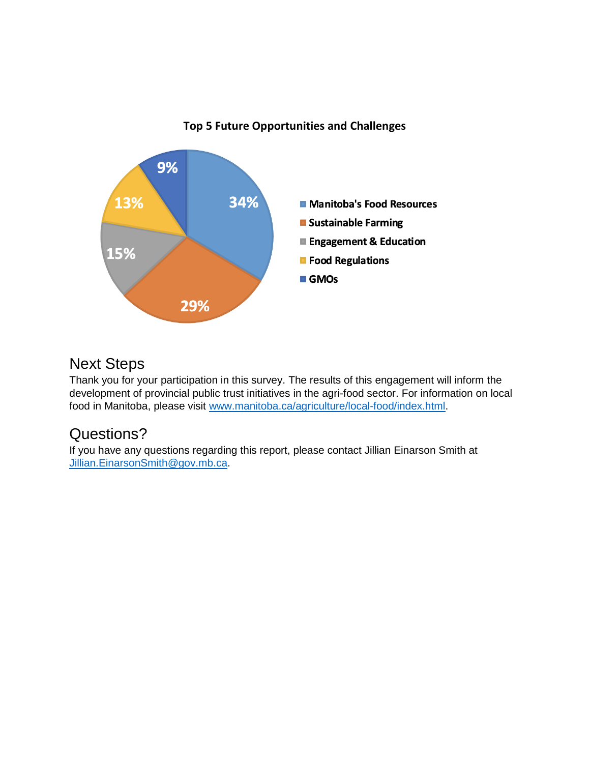**Top 5 Future Opportunities and Challenges**

34%
29%
15%
13%
9%

Manitoba's Food Resources
Sustainable Farming
Engagement & Education
Food Regulations
GMOs

## Next Steps

Thank you for your participation in this survey. The results of this engagement will inform the development of provincial public trust initiatives in the agri-food sector. For information on local food in Manitoba, please visit [www.manitoba.ca/agriculture/local-food/index.html](www.manitoba.ca/agriculture/local-food/index.html).

## Questions?

If you have any questions regarding this report, please contact Jillian Einarson Smith at [Jillian.EinarsonSmith@gov.mb.ca](mailto:Jillian.EinarsonSmith@gov.mb.ca).